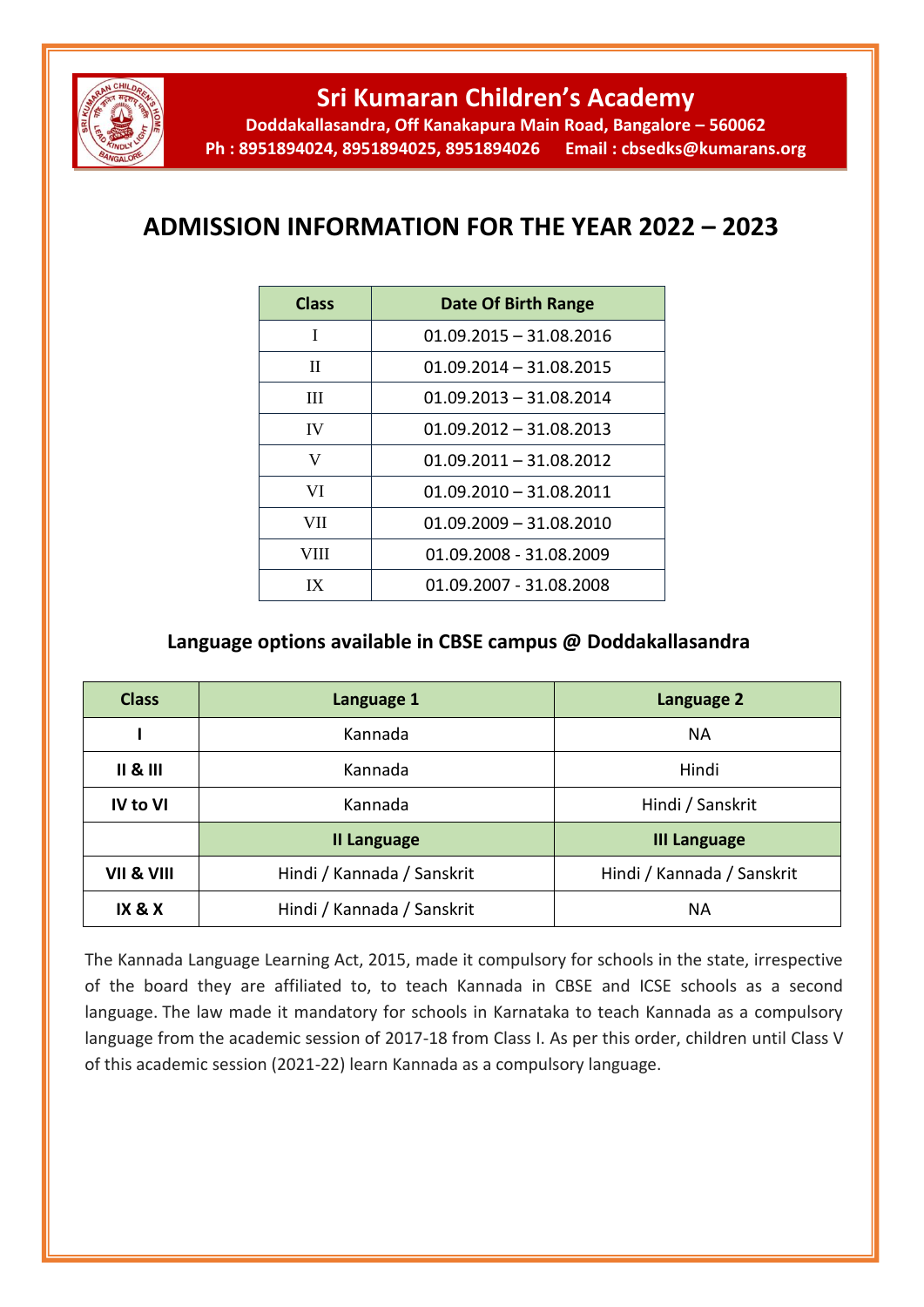# Sri Kumaran Children's Academy

**Doddakallasandra, Off Kanakapura Main Road, Bangalore – 560062**
**Ph : 8951894024, 8951894025, 8951894026 Email : cbsedks@kumarans.org**

## ADMISSION INFORMATION FOR THE YEAR 2022 – 2023

| Class | Date Of Birth Range |
|---|---|
| I | 01.09.2015 – 31.08.2016 |
| II | 01.09.2014 – 31.08.2015 |
| III | 01.09.2013 – 31.08.2014 |
| IV | 01.09.2012 – 31.08.2013 |
| V | 01.09.2011 – 31.08.2012 |
| VI | 01.09.2010 – 31.08.2011 |
| VII | 01.09.2009 – 31.08.2010 |
| VIII | 01.09.2008 - 31.08.2009 |
| IX | 01.09.2007 - 31.08.2008 |

### Language options available in CBSE campus @ Doddakallasandra

| Class | Language 1 | Language 2 |
|---|---|---|
| **I** | Kannada | NA |
| **II & III** | Kannada | Hindi |
| **IV to VI** | Kannada | Hindi / Sanskrit |
| | **II Language** | **III Language** |
| **VII & VIII** | Hindi / Kannada / Sanskrit | Hindi / Kannada / Sanskrit |
| **IX & X** | Hindi / Kannada / Sanskrit | NA |

The Kannada Language Learning Act, 2015, made it compulsory for schools in the state, irrespective of the board they are affiliated to, to teach Kannada in CBSE and ICSE schools as a second language. The law made it mandatory for schools in Karnataka to teach Kannada as a compulsory language from the academic session of 2017-18 from Class I. As per this order, children until Class V of this academic session (2021-22) learn Kannada as a compulsory language.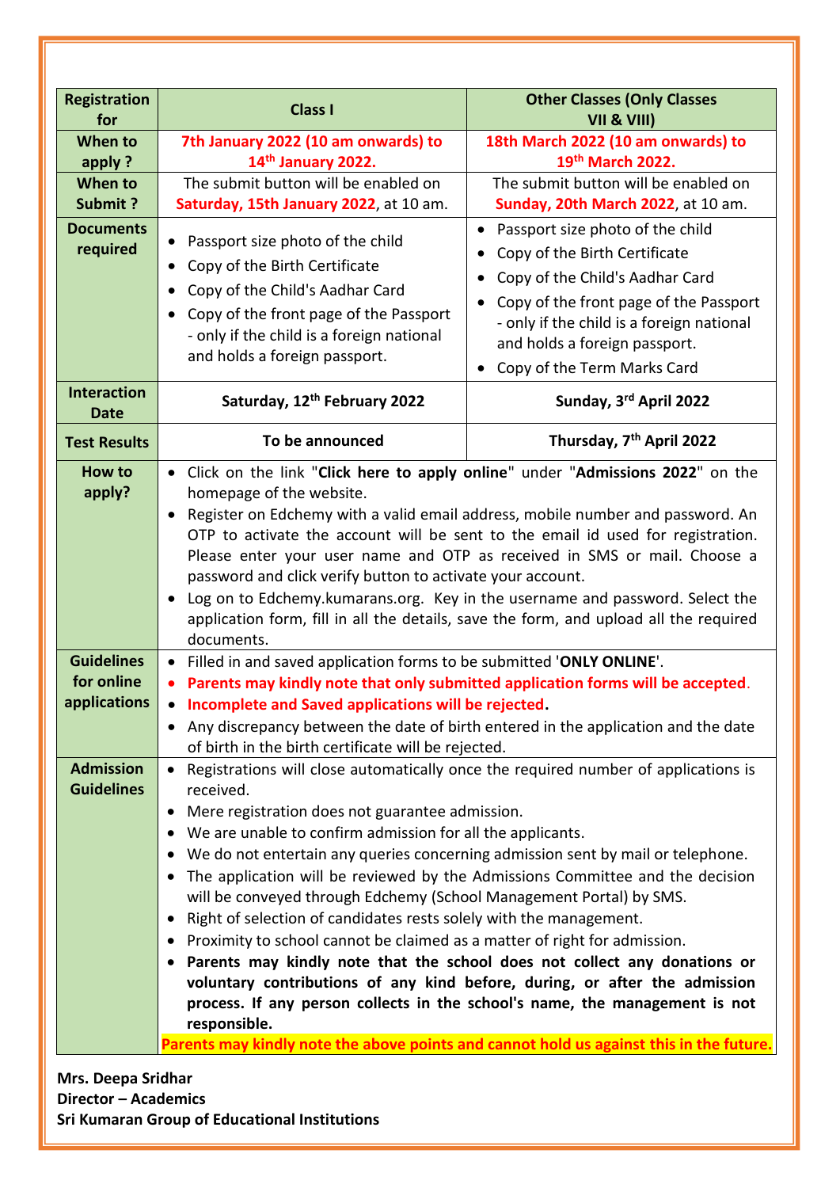| Registration for | Class I | Other Classes (Only Classes VII & VIII) |
|---|---|---|
| When to apply ? | 7th January 2022 (10 am onwards) to 14th January 2022. | 18th March 2022 (10 am onwards) to 19th March 2022. |
| When to Submit ? | The submit button will be enabled on **Saturday, 15th January 2022**, at 10 am. | The submit button will be enabled on **Sunday, 20th March 2022**, at 10 am. |
| Documents required | • Passport size photo of the child<br>• Copy of the Birth Certificate<br>• Copy of the Child's Aadhar Card<br>• Copy of the front page of the Passport - only if the child is a foreign national and holds a foreign passport. | • Passport size photo of the child<br>• Copy of the Birth Certificate<br>• Copy of the Child's Aadhar Card<br>• Copy of the front page of the Passport - only if the child is a foreign national and holds a foreign passport.<br>• Copy of the Term Marks Card |
| Interaction Date | **Saturday, 12th February 2022** | **Sunday, 3rd April 2022** |
| Test Results | **To be announced** | **Thursday, 7th April 2022** |
| How to apply? | • Click on the link "**Click here to apply online**" under "**Admissions 2022**" on the homepage of the website.<br>• Register on Edchemy with a valid email address, mobile number and password. An OTP to activate the account will be sent to the email id used for registration. Please enter your user name and OTP as received in SMS or mail. Choose a password and click verify button to activate your account.<br>• Log on to Edchemy.kumarans.org. Key in the username and password. Select the application form, fill in all the details, save the form, and upload all the required documents. | |
| Guidelines for online applications | • Filled in and saved application forms to be submitted '**ONLY ONLINE**'.<br>• **Parents may kindly note that only submitted application forms will be accepted**.<br>• **Incomplete and Saved applications will be rejected**.<br>• Any discrepancy between the date of birth entered in the application and the date of birth in the birth certificate will be rejected. | |
| Admission Guidelines | • Registrations will close automatically once the required number of applications is received.<br>• Mere registration does not guarantee admission.<br>• We are unable to confirm admission for all the applicants.<br>• We do not entertain any queries concerning admission sent by mail or telephone.<br>• The application will be reviewed by the Admissions Committee and the decision will be conveyed through Edchemy (School Management Portal) by SMS.<br>• Right of selection of candidates rests solely with the management.<br>• Proximity to school cannot be claimed as a matter of right for admission.<br>• **Parents may kindly note that the school does not collect any donations or voluntary contributions of any kind before, during, or after the admission process. If any person collects in the school's name, the management is not responsible.**<br>**Parents may kindly note the above points and cannot hold us against this in the future.** | |

**Mrs. Deepa Sridhar**
**Director – Academics**
**Sri Kumaran Group of Educational Institutions**